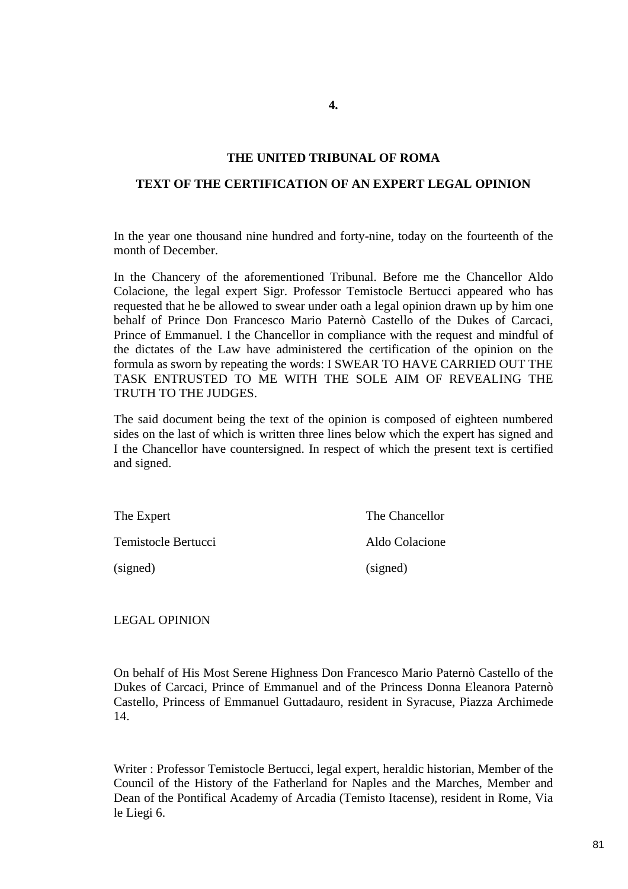**4.**

## THE UNITED TRIBUNAL OF ROMA

## TEXT OF THE CERTIFICATION OF AN EXPERT LEGAL OPINION

In the year one thousand nine hundred and forty-nine, today on the fourteenth of the month of December.

In the Chancery of the aforementioned Tribunal. Before me the Chancellor Aldo Colacione, the legal expert Sigr. Professor Temistocle Bertucci appeared who has requested that he be allowed to swear under oath a legal opinion drawn up by him one behalf of Prince Don Francesco Mario Paternò Castello of the Dukes of Carcaci, Prince of Emmanuel. I the Chancellor in compliance with the request and mindful of the dictates of the Law have administered the certification of the opinion on the formula as sworn by repeating the words: I SWEAR TO HAVE CARRIED OUT THE TASK ENTRUSTED TO ME WITH THE SOLE AIM OF REVEALING THE TRUTH TO THE JUDGES.

The said document being the text of the opinion is composed of eighteen numbered sides on the last of which is written three lines below which the expert has signed and I the Chancellor have countersigned. In respect of which the present text is certified and signed.

The Expert
Temistocle Bertucci
(signed)

The Chancellor
Aldo Colacione
(signed)

LEGAL OPINION

On behalf of His Most Serene Highness Don Francesco Mario Paternò Castello of the Dukes of Carcaci, Prince of Emmanuel and of the Princess Donna Eleanora Paternò Castello, Princess of Emmanuel Guttadauro, resident in Syracuse, Piazza Archimede 14.

Writer : Professor Temistocle Bertucci, legal expert, heraldic historian, Member of the Council of the History of the Fatherland for Naples and the Marches, Member and Dean of the Pontifical Academy of Arcadia (Temisto Itacense), resident in Rome, Via le Liegi 6.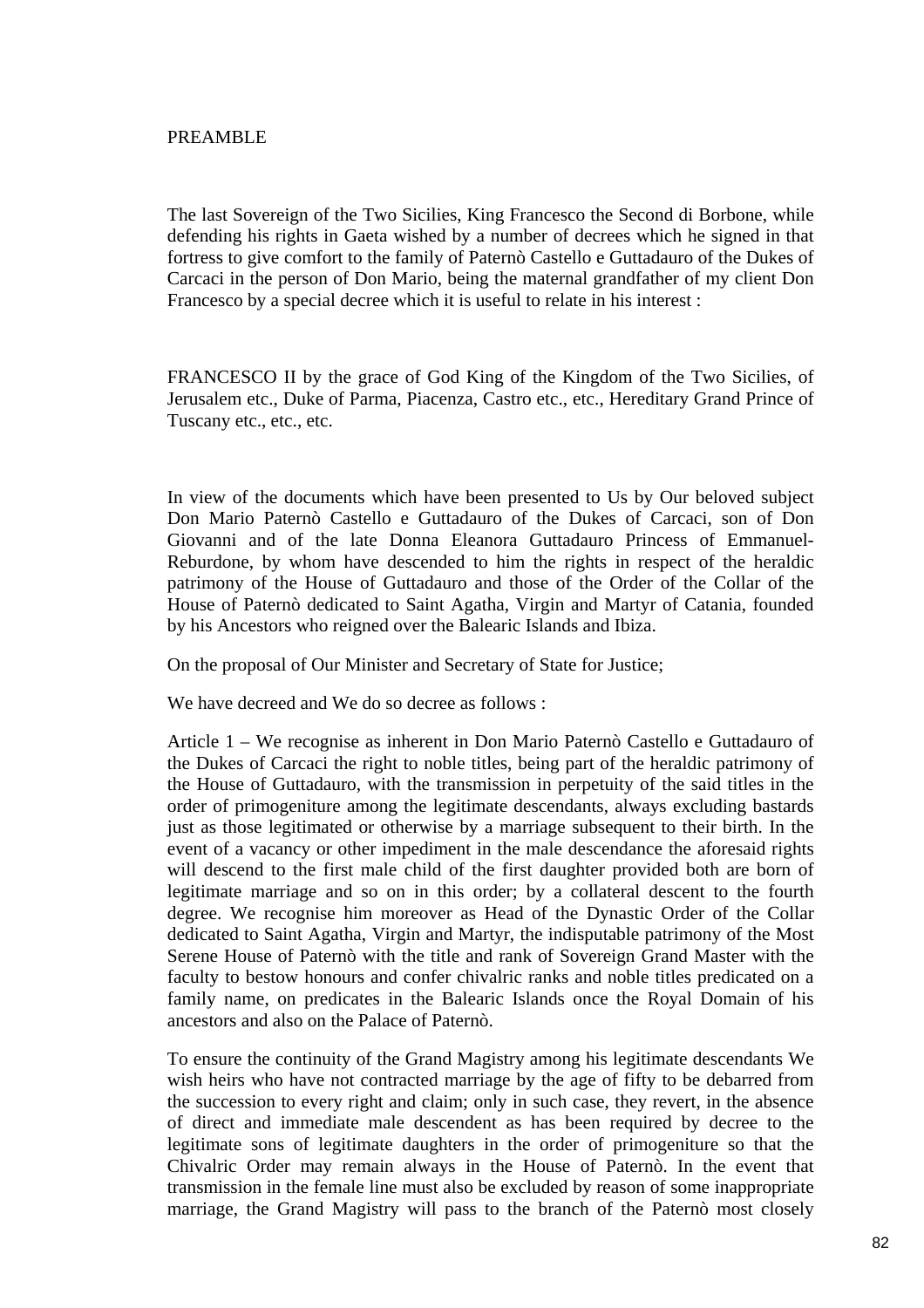PREAMBLE

The last Sovereign of the Two Sicilies, King Francesco the Second di Borbone, while defending his rights in Gaeta wished by a number of decrees which he signed in that fortress to give comfort to the family of Paternò Castello e Guttadauro of the Dukes of Carcaci in the person of Don Mario, being the maternal grandfather of my client Don Francesco by a special decree which it is useful to relate in his interest :

FRANCESCO II by the grace of God King of the Kingdom of the Two Sicilies, of Jerusalem etc., Duke of Parma, Piacenza, Castro etc., etc., Hereditary Grand Prince of Tuscany etc., etc., etc.

In view of the documents which have been presented to Us by Our beloved subject Don Mario Paternò Castello e Guttadauro of the Dukes of Carcaci, son of Don Giovanni and of the late Donna Eleanora Guttadauro Princess of Emmanuel-Reburdone, by whom have descended to him the rights in respect of the heraldic patrimony of the House of Guttadauro and those of the Order of the Collar of the House of Paternò dedicated to Saint Agatha, Virgin and Martyr of Catania, founded by his Ancestors who reigned over the Balearic Islands and Ibiza.

On the proposal of Our Minister and Secretary of State for Justice;

We have decreed and We do so decree as follows :

Article 1 – We recognise as inherent in Don Mario Paternò Castello e Guttadauro of the Dukes of Carcaci the right to noble titles, being part of the heraldic patrimony of the House of Guttadauro, with the transmission in perpetuity of the said titles in the order of primogeniture among the legitimate descendants, always excluding bastards just as those legitimated or otherwise by a marriage subsequent to their birth. In the event of a vacancy or other impediment in the male descendance the aforesaid rights will descend to the first male child of the first daughter provided both are born of legitimate marriage and so on in this order; by a collateral descent to the fourth degree. We recognise him moreover as Head of the Dynastic Order of the Collar dedicated to Saint Agatha, Virgin and Martyr, the indisputable patrimony of the Most Serene House of Paternò with the title and rank of Sovereign Grand Master with the faculty to bestow honours and confer chivalric ranks and noble titles predicated on a family name, on predicates in the Balearic Islands once the Royal Domain of his ancestors and also on the Palace of Paternò.

To ensure the continuity of the Grand Magistry among his legitimate descendants We wish heirs who have not contracted marriage by the age of fifty to be debarred from the succession to every right and claim; only in such case, they revert, in the absence of direct and immediate male descendent as has been required by decree to the legitimate sons of legitimate daughters in the order of primogeniture so that the Chivalric Order may remain always in the House of Paternò. In the event that transmission in the female line must also be excluded by reason of some inappropriate marriage, the Grand Magistry will pass to the branch of the Paternò most closely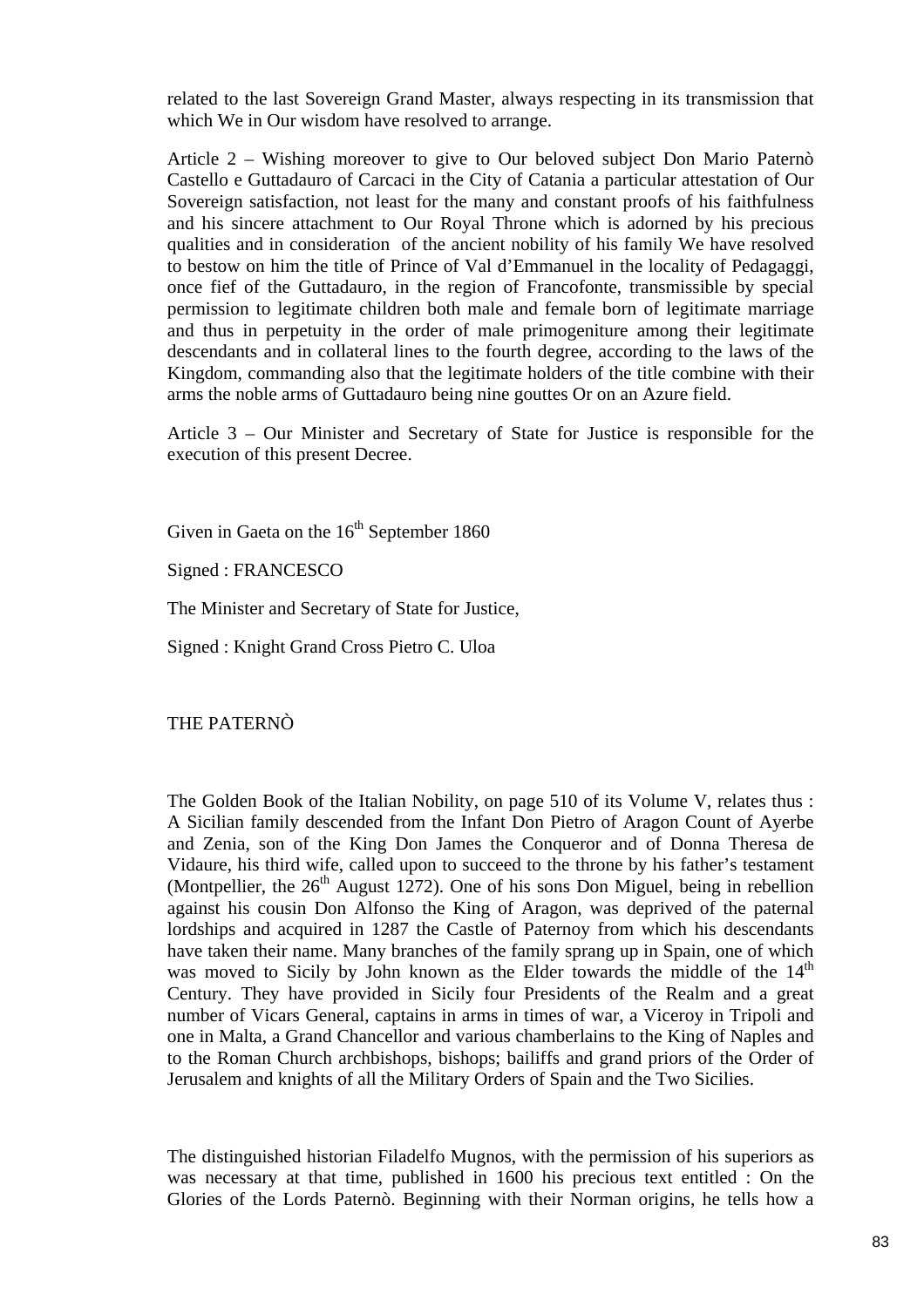related to the last Sovereign Grand Master, always respecting in its transmission that which We in Our wisdom have resolved to arrange.

Article 2 – Wishing moreover to give to Our beloved subject Don Mario Paternò Castello e Guttadauro of Carcaci in the City of Catania a particular attestation of Our Sovereign satisfaction, not least for the many and constant proofs of his faithfulness and his sincere attachment to Our Royal Throne which is adorned by his precious qualities and in consideration of the ancient nobility of his family We have resolved to bestow on him the title of Prince of Val d'Emmanuel in the locality of Pedagaggi, once fief of the Guttadauro, in the region of Francofonte, transmissible by special permission to legitimate children both male and female born of legitimate marriage and thus in perpetuity in the order of male primogeniture among their legitimate descendants and in collateral lines to the fourth degree, according to the laws of the Kingdom, commanding also that the legitimate holders of the title combine with their arms the noble arms of Guttadauro being nine gouttes Or on an Azure field.

Article 3 – Our Minister and Secretary of State for Justice is responsible for the execution of this present Decree.

Given in Gaeta on the 16th September 1860

Signed : FRANCESCO

The Minister and Secretary of State for Justice,

Signed : Knight Grand Cross Pietro C. Uloa

## THE PATERNÒ

The Golden Book of the Italian Nobility, on page 510 of its Volume V, relates thus : A Sicilian family descended from the Infant Don Pietro of Aragon Count of Ayerbe and Zenia, son of the King Don James the Conqueror and of Donna Theresa de Vidaure, his third wife, called upon to succeed to the throne by his father's testament (Montpellier, the 26th August 1272). One of his sons Don Miguel, being in rebellion against his cousin Don Alfonso the King of Aragon, was deprived of the paternal lordships and acquired in 1287 the Castle of Paternoy from which his descendants have taken their name. Many branches of the family sprang up in Spain, one of which was moved to Sicily by John known as the Elder towards the middle of the 14th Century. They have provided in Sicily four Presidents of the Realm and a great number of Vicars General, captains in arms in times of war, a Viceroy in Tripoli and one in Malta, a Grand Chancellor and various chamberlains to the King of Naples and to the Roman Church archbishops, bishops; bailiffs and grand priors of the Order of Jerusalem and knights of all the Military Orders of Spain and the Two Sicilies.

The distinguished historian Filadelfo Mugnos, with the permission of his superiors as was necessary at that time, published in 1600 his precious text entitled : On the Glories of the Lords Paternò. Beginning with their Norman origins, he tells how a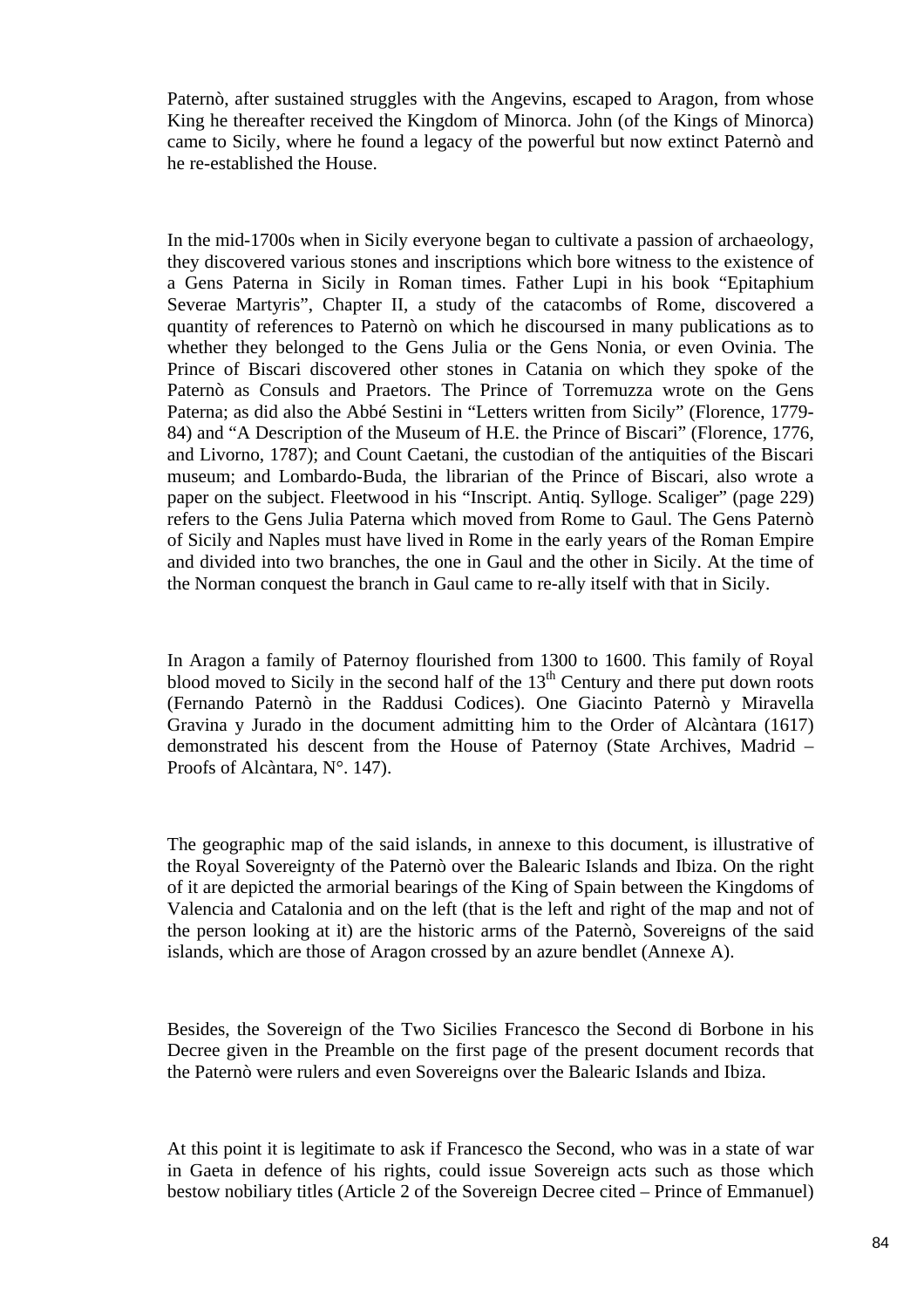釷Paternò, after sustained struggles with the Angevins, escaped to Aragon, from whose King he thereafter received the Kingdom of Minorca. John (of the Kings of Minorca) came to Sicily, where he found a legacy of the powerful but now extinct Paternò and he re-established the House.

In the mid-1700s when in Sicily everyone began to cultivate a passion of archaeology, they discovered various stones and inscriptions which bore witness to the existence of a Gens Paterna in Sicily in Roman times. Father Lupi in his book "Epitaphium Severae Martyris", Chapter II, a study of the catacombs of Rome, discovered a quantity of references to Paternò on which he discoursed in many publications as to whether they belonged to the Gens Julia or the Gens Nonia, or even Ovinia. The Prince of Biscari discovered other stones in Catania on which they spoke of the Paternò as Consuls and Praetors. The Prince of Torremuzza wrote on the Gens Paterna; as did also the Abbé Sestini in "Letters written from Sicily" (Florence, 1779-84) and "A Description of the Museum of H.E. the Prince of Biscari" (Florence, 1776, and Livorno, 1787); and Count Caetani, the custodian of the antiquities of the Biscari museum; and Lombardo-Buda, the librarian of the Prince of Biscari, also wrote a paper on the subject. Fleetwood in his "Inscript. Antiq. Sylloge. Scaliger" (page 229) refers to the Gens Julia Paterna which moved from Rome to Gaul. The Gens Paternò of Sicily and Naples must have lived in Rome in the early years of the Roman Empire and divided into two branches, the one in Gaul and the other in Sicily. At the time of the Norman conquest the branch in Gaul came to re-ally itself with that in Sicily.

In Aragon a family of Paternoy flourished from 1300 to 1600. This family of Royal blood moved to Sicily in the second half of the 13th Century and there put down roots (Fernando Paternò in the Raddusi Codices). One Giacinto Paternò y Miravella Gravina y Jurado in the document admitting him to the Order of Alcàntara (1617) demonstrated his descent from the House of Paternoy (State Archives, Madrid – Proofs of Alcàntara, N°. 147).

The geographic map of the said islands, in annexe to this document, is illustrative of the Royal Sovereignty of the Paternò over the Balearic Islands and Ibiza. On the right of it are depicted the armorial bearings of the King of Spain between the Kingdoms of Valencia and Catalonia and on the left (that is the left and right of the map and not of the person looking at it) are the historic arms of the Paternò, Sovereigns of the said islands, which are those of Aragon crossed by an azure bendlet (Annexe A).

Besides, the Sovereign of the Two Sicilies Francesco the Second di Borbone in his Decree given in the Preamble on the first page of the present document records that the Paternò were rulers and even Sovereigns over the Balearic Islands and Ibiza.

At this point it is legitimate to ask if Francesco the Second, who was in a state of war in Gaeta in defence of his rights, could issue Sovereign acts such as those which bestow nobiliary titles (Article 2 of the Sovereign Decree cited – Prince of Emmanuel)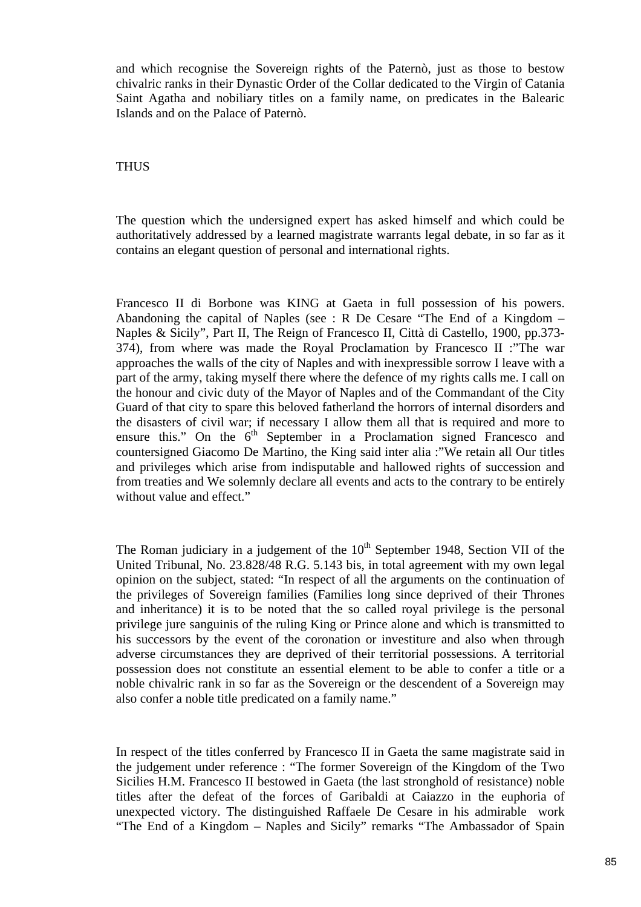and which recognise the Sovereign rights of the Paternò, just as those to bestow chivalric ranks in their Dynastic Order of the Collar dedicated to the Virgin of Catania Saint Agatha and nobiliary titles on a family name, on predicates in the Balearic Islands and on the Palace of Paternò.

THUS

The question which the undersigned expert has asked himself and which could be authoritatively addressed by a learned magistrate warrants legal debate, in so far as it contains an elegant question of personal and international rights.

Francesco II di Borbone was KING at Gaeta in full possession of his powers. Abandoning the capital of Naples (see : R De Cesare "The End of a Kingdom – Naples & Sicily", Part II, The Reign of Francesco II, Città di Castello, 1900, pp.373-374), from where was made the Royal Proclamation by Francesco II :"The war approaches the walls of the city of Naples and with inexpressible sorrow I leave with a part of the army, taking myself there where the defence of my rights calls me. I call on the honour and civic duty of the Mayor of Naples and of the Commandant of the City Guard of that city to spare this beloved fatherland the horrors of internal disorders and the disasters of civil war; if necessary I allow them all that is required and more to ensure this." On the 6th September in a Proclamation signed Francesco and countersigned Giacomo De Martino, the King said inter alia :"We retain all Our titles and privileges which arise from indisputable and hallowed rights of succession and from treaties and We solemnly declare all events and acts to the contrary to be entirely without value and effect."

The Roman judiciary in a judgement of the 10th September 1948, Section VII of the United Tribunal, No. 23.828/48 R.G. 5.143 bis, in total agreement with my own legal opinion on the subject, stated: "In respect of all the arguments on the continuation of the privileges of Sovereign families (Families long since deprived of their Thrones and inheritance) it is to be noted that the so called royal privilege is the personal privilege jure sanguinis of the ruling King or Prince alone and which is transmitted to his successors by the event of the coronation or investiture and also when through adverse circumstances they are deprived of their territorial possessions. A territorial possession does not constitute an essential element to be able to confer a title or a noble chivalric rank in so far as the Sovereign or the descendent of a Sovereign may also confer a noble title predicated on a family name."

In respect of the titles conferred by Francesco II in Gaeta the same magistrate said in the judgement under reference : "The former Sovereign of the Kingdom of the Two Sicilies H.M. Francesco II bestowed in Gaeta (the last stronghold of resistance) noble titles after the defeat of the forces of Garibaldi at Caiazzo in the euphoria of unexpected victory. The distinguished Raffaele De Cesare in his admirable work "The End of a Kingdom – Naples and Sicily" remarks "The Ambassador of Spain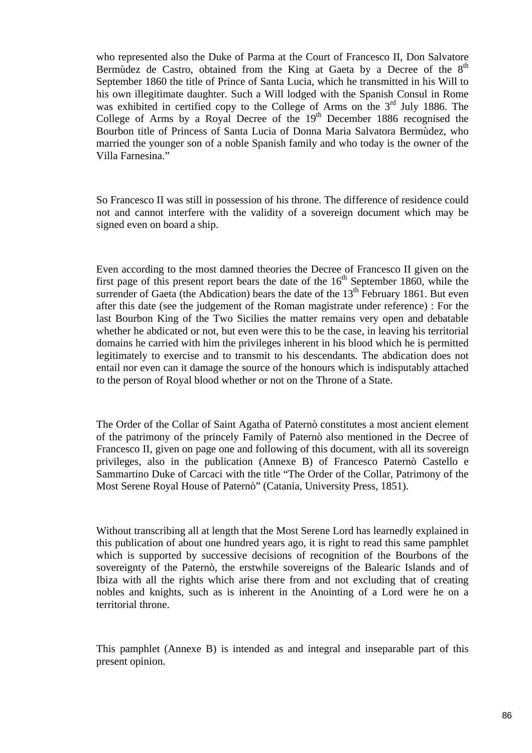who represented also the Duke of Parma at the Court of Francesco II, Don Salvatore Bermùdez de Castro, obtained from the King at Gaeta by a Decree of the 8th September 1860 the title of Prince of Santa Lucia, which he transmitted in his Will to his own illegitimate daughter. Such a Will lodged with the Spanish Consul in Rome was exhibited in certified copy to the College of Arms on the 3rd July 1886. The College of Arms by a Royal Decree of the 19th December 1886 recognised the Bourbon title of Princess of Santa Lucia of Donna Maria Salvatora Bermùdez, who married the younger son of a noble Spanish family and who today is the owner of the Villa Farnesina."

So Francesco II was still in possession of his throne. The difference of residence could not and cannot interfere with the validity of a sovereign document which may be signed even on board a ship.

Even according to the most damned theories the Decree of Francesco II given on the first page of this present report bears the date of the 16th September 1860, while the surrender of Gaeta (the Abdication) bears the date of the 13th February 1861. But even after this date (see the judgement of the Roman magistrate under reference) : For the last Bourbon King of the Two Sicilies the matter remains very open and debatable whether he abdicated or not, but even were this to be the case, in leaving his territorial domains he carried with him the privileges inherent in his blood which he is permitted legitimately to exercise and to transmit to his descendants. The abdication does not entail nor even can it damage the source of the honours which is indisputably attached to the person of Royal blood whether or not on the Throne of a State.

The Order of the Collar of Saint Agatha of Paternò constitutes a most ancient element of the patrimony of the princely Family of Paternò also mentioned in the Decree of Francesco II, given on page one and following of this document, with all its sovereign privileges, also in the publication (Annexe B) of Francesco Paternò Castello e Sammartino Duke of Carcaci with the title "The Order of the Collar, Patrimony of the Most Serene Royal House of Paternò" (Catania, University Press, 1851).

Without transcribing all at length that the Most Serene Lord has learnedly explained in this publication of about one hundred years ago, it is right to read this same pamphlet which is supported by successive decisions of recognition of the Bourbons of the sovereignty of the Paternò, the erstwhile sovereigns of the Balearic Islands and of Ibiza with all the rights which arise there from and not excluding that of creating nobles and knights, such as is inherent in the Anointing of a Lord were he on a territorial throne.

This pamphlet (Annexe B) is intended as and integral and inseparable part of this present opinion.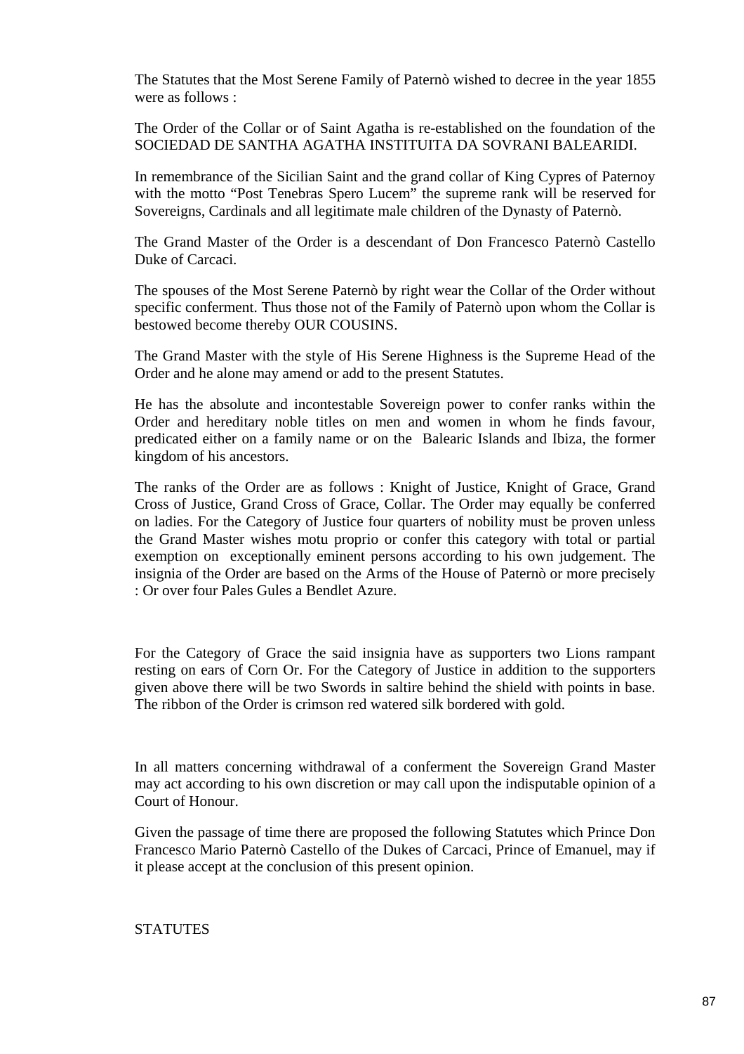The Statutes that the Most Serene Family of Paternò wished to decree in the year 1855 were as follows :

The Order of the Collar or of Saint Agatha is re-established on the foundation of the SOCIEDAD DE SANTHA AGATHA INSTITUITA DA SOVRANI BALEARIDI.

In remembrance of the Sicilian Saint and the grand collar of King Cypres of Paternoy with the motto "Post Tenebras Spero Lucem" the supreme rank will be reserved for Sovereigns, Cardinals and all legitimate male children of the Dynasty of Paternò.

The Grand Master of the Order is a descendant of Don Francesco Paternò Castello Duke of Carcaci.

The spouses of the Most Serene Paternò by right wear the Collar of the Order without specific conferment. Thus those not of the Family of Paternò upon whom the Collar is bestowed become thereby OUR COUSINS.

The Grand Master with the style of His Serene Highness is the Supreme Head of the Order and he alone may amend or add to the present Statutes.

He has the absolute and incontestable Sovereign power to confer ranks within the Order and hereditary noble titles on men and women in whom he finds favour, predicated either on a family name or on the Balearic Islands and Ibiza, the former kingdom of his ancestors.

The ranks of the Order are as follows : Knight of Justice, Knight of Grace, Grand Cross of Justice, Grand Cross of Grace, Collar. The Order may equally be conferred on ladies. For the Category of Justice four quarters of nobility must be proven unless the Grand Master wishes motu proprio or confer this category with total or partial exemption on exceptionally eminent persons according to his own judgement. The insignia of the Order are based on the Arms of the House of Paternò or more precisely : Or over four Pales Gules a Bendlet Azure.

For the Category of Grace the said insignia have as supporters two Lions rampant resting on ears of Corn Or. For the Category of Justice in addition to the supporters given above there will be two Swords in saltire behind the shield with points in base. The ribbon of the Order is crimson red watered silk bordered with gold.

In all matters concerning withdrawal of a conferment the Sovereign Grand Master may act according to his own discretion or may call upon the indisputable opinion of a Court of Honour.

Given the passage of time there are proposed the following Statutes which Prince Don Francesco Mario Paternò Castello of the Dukes of Carcaci, Prince of Emanuel, may if it please accept at the conclusion of this present opinion.

STATUTES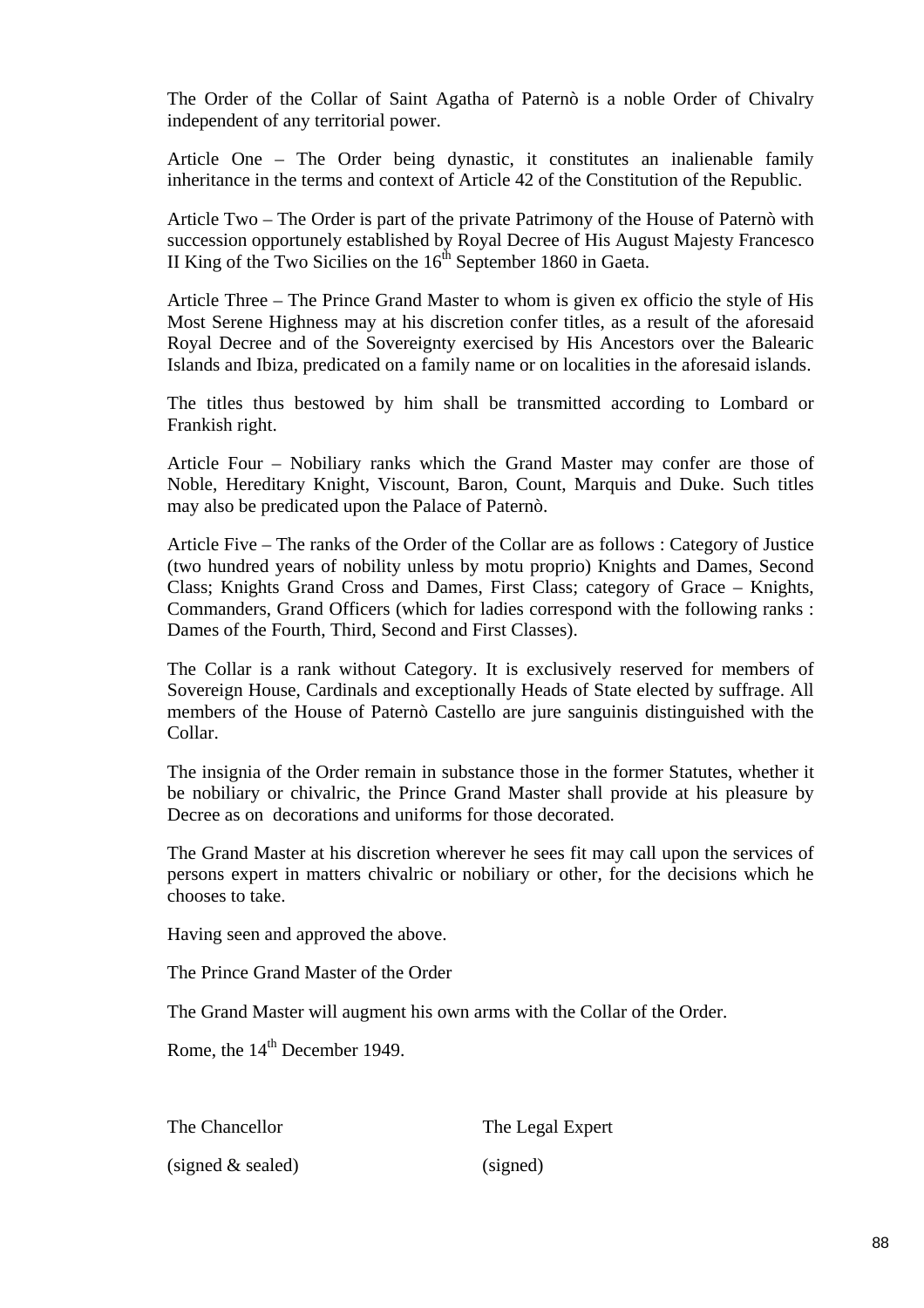The Order of the Collar of Saint Agatha of Paternò is a noble Order of Chivalry independent of any territorial power.

Article One – The Order being dynastic, it constitutes an inalienable family inheritance in the terms and context of Article 42 of the Constitution of the Republic.

Article Two – The Order is part of the private Patrimony of the House of Paternò with succession opportunely established by Royal Decree of His August Majesty Francesco II King of the Two Sicilies on the 16th September 1860 in Gaeta.

Article Three – The Prince Grand Master to whom is given ex officio the style of His Most Serene Highness may at his discretion confer titles, as a result of the aforesaid Royal Decree and of the Sovereignty exercised by His Ancestors over the Balearic Islands and Ibiza, predicated on a family name or on localities in the aforesaid islands.

The titles thus bestowed by him shall be transmitted according to Lombard or Frankish right.

Article Four – Nobiliary ranks which the Grand Master may confer are those of Noble, Hereditary Knight, Viscount, Baron, Count, Marquis and Duke. Such titles may also be predicated upon the Palace of Paternò.

Article Five – The ranks of the Order of the Collar are as follows : Category of Justice (two hundred years of nobility unless by motu proprio) Knights and Dames, Second Class; Knights Grand Cross and Dames, First Class; category of Grace – Knights, Commanders, Grand Officers (which for ladies correspond with the following ranks : Dames of the Fourth, Third, Second and First Classes).

The Collar is a rank without Category. It is exclusively reserved for members of Sovereign House, Cardinals and exceptionally Heads of State elected by suffrage. All members of the House of Paternò Castello are jure sanguinis distinguished with the Collar.

The insignia of the Order remain in substance those in the former Statutes, whether it be nobiliary or chivalric, the Prince Grand Master shall provide at his pleasure by Decree as on decorations and uniforms for those decorated.

The Grand Master at his discretion wherever he sees fit may call upon the services of persons expert in matters chivalric or nobiliary or other, for the decisions which he chooses to take.

Having seen and approved the above.

The Prince Grand Master of the Order

The Grand Master will augment his own arms with the Collar of the Order.

Rome, the 14th December 1949.

The Chancellor (signed & sealed)

The Legal Expert (signed)